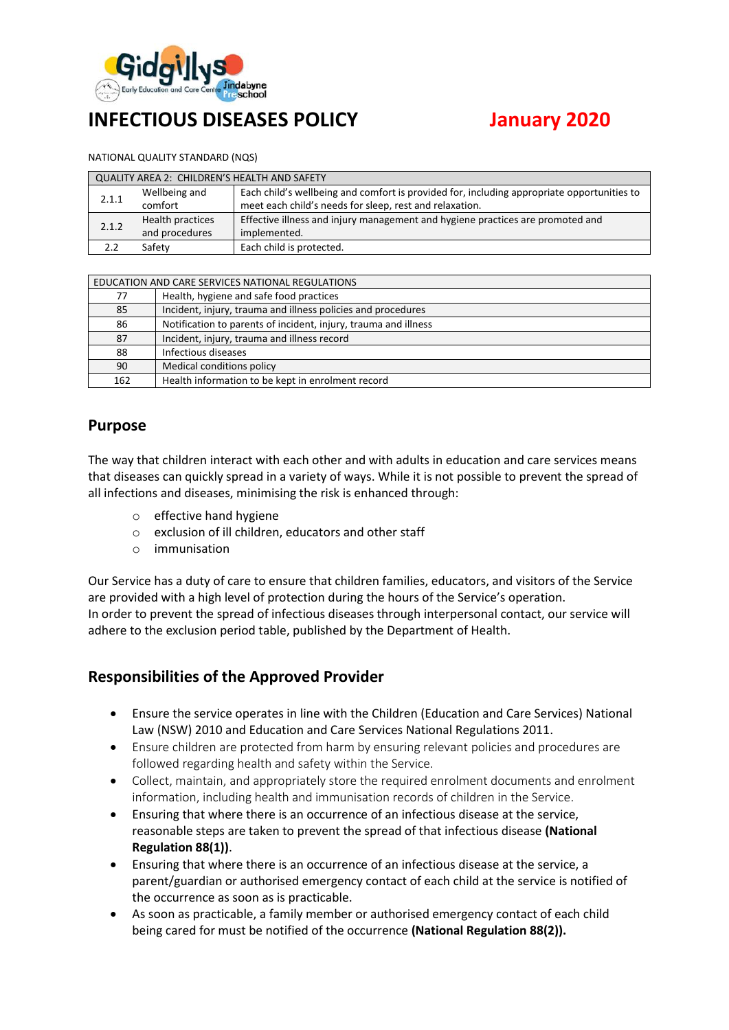# INFECTIOUS DISEASES POLICY

**January 2020**

NATIONAL QUALITY STANDARD (NQS)

| QUALITY AREA 2: CHILDREN'S HEALTH AND SAFETY | | |
|---|---|---|
| 2.1.1 | Wellbeing and comfort | Each child's wellbeing and comfort is provided for, including appropriate opportunities to meet each child's needs for sleep, rest and relaxation. |
| 2.1.2 | Health practices and procedures | Effective illness and injury management and hygiene practices are promoted and implemented. |
| 2.2 | Safety | Each child is protected. |

| EDUCATION AND CARE SERVICES NATIONAL REGULATIONS | |
|---|---|
| 77 | Health, hygiene and safe food practices |
| 85 | Incident, injury, trauma and illness policies and procedures |
| 86 | Notification to parents of incident, injury, trauma and illness |
| 87 | Incident, injury, trauma and illness record |
| 88 | Infectious diseases |
| 90 | Medical conditions policy |
| 162 | Health information to be kept in enrolment record |

## Purpose

The way that children interact with each other and with adults in education and care services means that diseases can quickly spread in a variety of ways. While it is not possible to prevent the spread of all infections and diseases, minimising the risk is enhanced through:

- effective hand hygiene
- exclusion of ill children, educators and other staff
- immunisation

Our Service has a duty of care to ensure that children families, educators, and visitors of the Service are provided with a high level of protection during the hours of the Service's operation.
In order to prevent the spread of infectious diseases through interpersonal contact, our service will adhere to the exclusion period table, published by the Department of Health.

## Responsibilities of the Approved Provider

- Ensure the service operates in line with the Children (Education and Care Services) National Law (NSW) 2010 and Education and Care Services National Regulations 2011.
- Ensure children are protected from harm by ensuring relevant policies and procedures are followed regarding health and safety within the Service.
- Collect, maintain, and appropriately store the required enrolment documents and enrolment information, including health and immunisation records of children in the Service.
- Ensuring that where there is an occurrence of an infectious disease at the service, reasonable steps are taken to prevent the spread of that infectious disease **(National Regulation 88(1))**.
- Ensuring that where there is an occurrence of an infectious disease at the service, a parent/guardian or authorised emergency contact of each child at the service is notified of the occurrence as soon as is practicable.
- As soon as practicable, a family member or authorised emergency contact of each child being cared for must be notified of the occurrence **(National Regulation 88(2)).**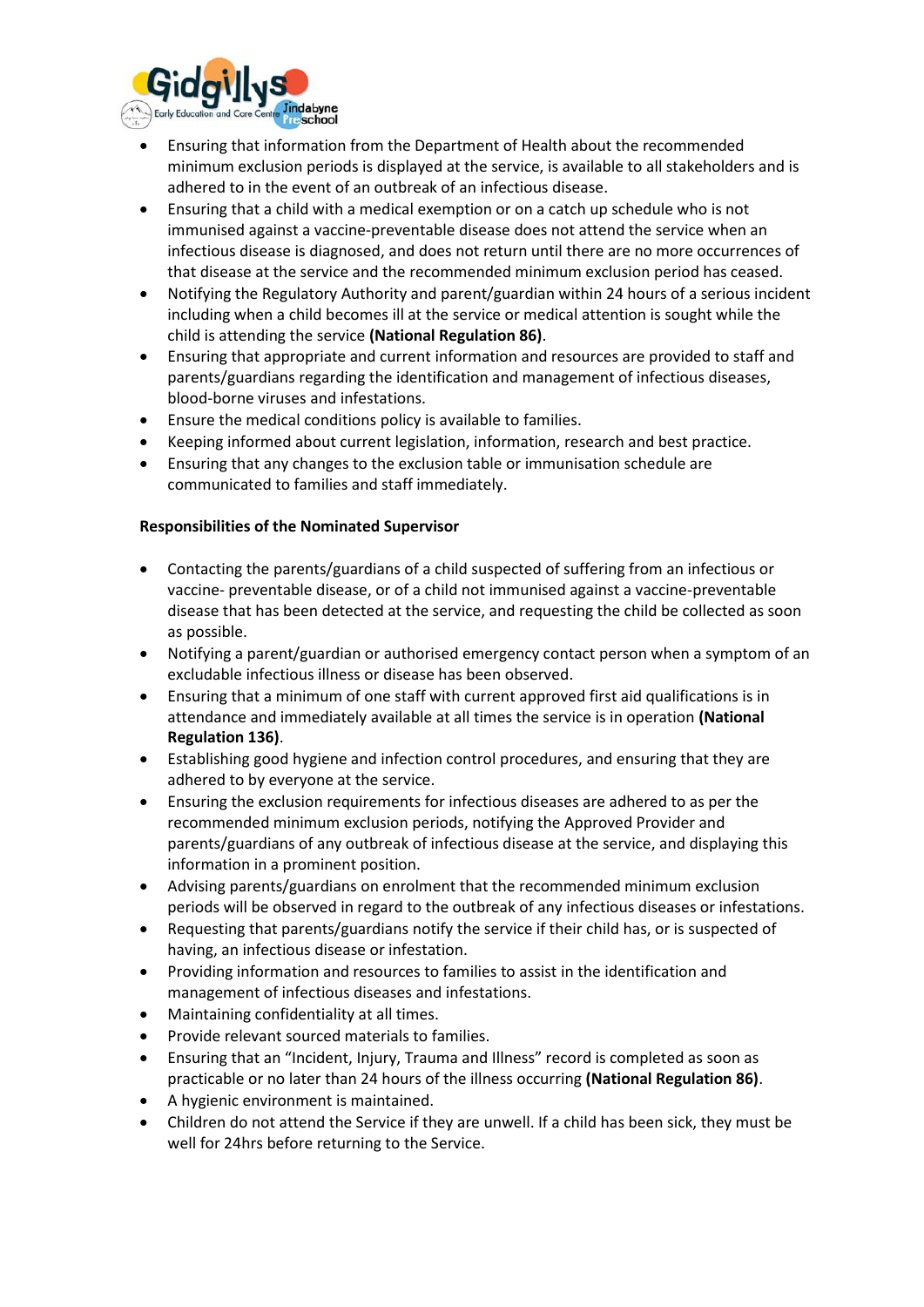- Ensuring that information from the Department of Health about the recommended minimum exclusion periods is displayed at the service, is available to all stakeholders and is adhered to in the event of an outbreak of an infectious disease.
- Ensuring that a child with a medical exemption or on a catch up schedule who is not immunised against a vaccine-preventable disease does not attend the service when an infectious disease is diagnosed, and does not return until there are no more occurrences of that disease at the service and the recommended minimum exclusion period has ceased.
- Notifying the Regulatory Authority and parent/guardian within 24 hours of a serious incident including when a child becomes ill at the service or medical attention is sought while the child is attending the service **(National Regulation 86)**.
- Ensuring that appropriate and current information and resources are provided to staff and parents/guardians regarding the identification and management of infectious diseases, blood-borne viruses and infestations.
- Ensure the medical conditions policy is available to families.
- Keeping informed about current legislation, information, research and best practice.
- Ensuring that any changes to the exclusion table or immunisation schedule are communicated to families and staff immediately.

**Responsibilities of the Nominated Supervisor**

- Contacting the parents/guardians of a child suspected of suffering from an infectious or vaccine- preventable disease, or of a child not immunised against a vaccine-preventable disease that has been detected at the service, and requesting the child be collected as soon as possible.
- Notifying a parent/guardian or authorised emergency contact person when a symptom of an excludable infectious illness or disease has been observed.
- Ensuring that a minimum of one staff with current approved first aid qualifications is in attendance and immediately available at all times the service is in operation **(National Regulation 136)**.
- Establishing good hygiene and infection control procedures, and ensuring that they are adhered to by everyone at the service.
- Ensuring the exclusion requirements for infectious diseases are adhered to as per the recommended minimum exclusion periods, notifying the Approved Provider and parents/guardians of any outbreak of infectious disease at the service, and displaying this information in a prominent position.
- Advising parents/guardians on enrolment that the recommended minimum exclusion periods will be observed in regard to the outbreak of any infectious diseases or infestations.
- Requesting that parents/guardians notify the service if their child has, or is suspected of having, an infectious disease or infestation.
- Providing information and resources to families to assist in the identification and management of infectious diseases and infestations.
- Maintaining confidentiality at all times.
- Provide relevant sourced materials to families.
- Ensuring that an "Incident, Injury, Trauma and Illness" record is completed as soon as practicable or no later than 24 hours of the illness occurring **(National Regulation 86)**.
- A hygienic environment is maintained.
- Children do not attend the Service if they are unwell. If a child has been sick, they must be well for 24hrs before returning to the Service.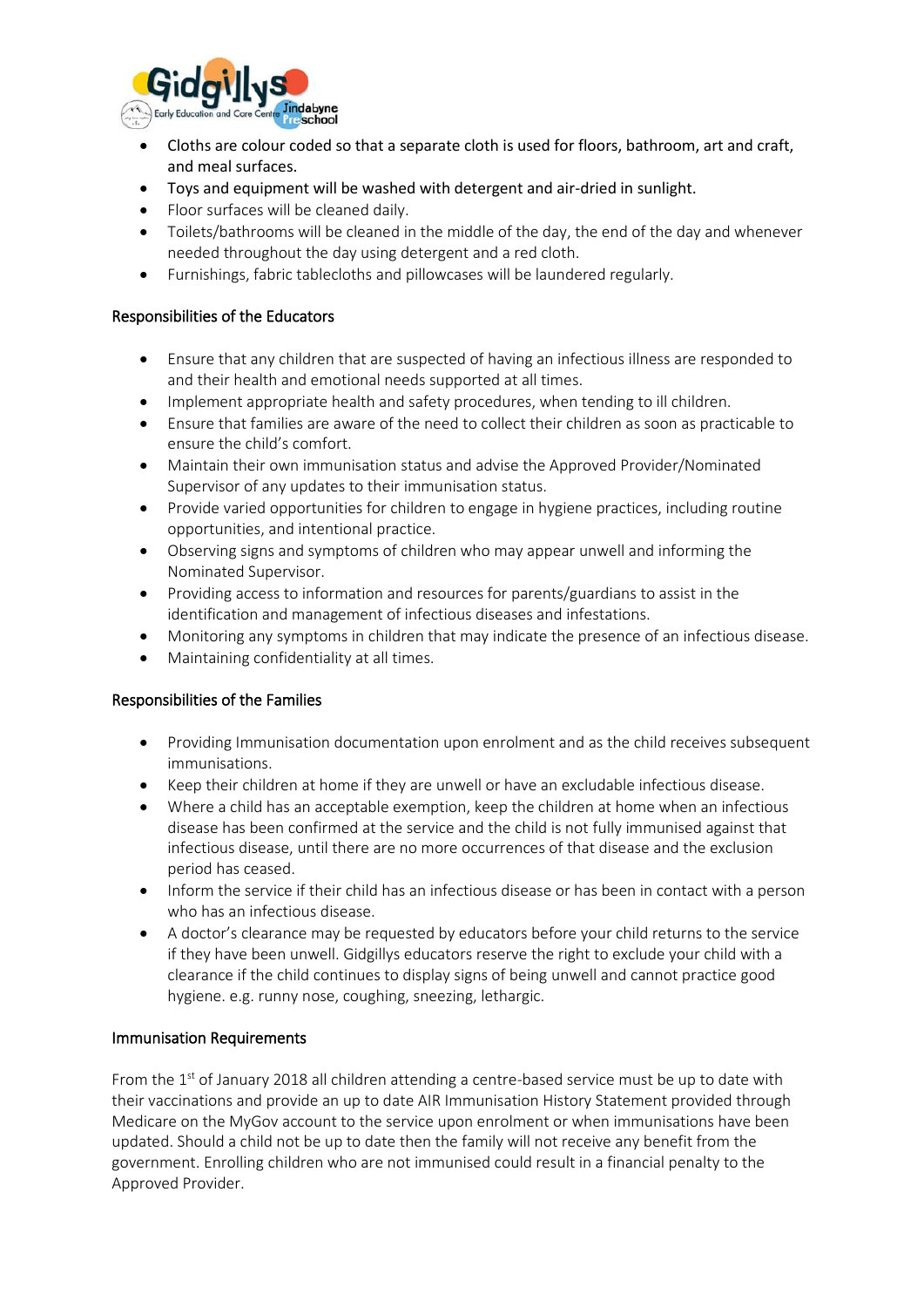- Cloths are colour coded so that a separate cloth is used for floors, bathroom, art and craft, and meal surfaces.
- Toys and equipment will be washed with detergent and air-dried in sunlight.
- Floor surfaces will be cleaned daily.
- Toilets/bathrooms will be cleaned in the middle of the day, the end of the day and whenever needed throughout the day using detergent and a red cloth.
- Furnishings, fabric tablecloths and pillowcases will be laundered regularly.

## Responsibilities of the Educators

- Ensure that any children that are suspected of having an infectious illness are responded to and their health and emotional needs supported at all times.
- Implement appropriate health and safety procedures, when tending to ill children.
- Ensure that families are aware of the need to collect their children as soon as practicable to ensure the child's comfort.
- Maintain their own immunisation status and advise the Approved Provider/Nominated Supervisor of any updates to their immunisation status.
- Provide varied opportunities for children to engage in hygiene practices, including routine opportunities, and intentional practice.
- Observing signs and symptoms of children who may appear unwell and informing the Nominated Supervisor.
- Providing access to information and resources for parents/guardians to assist in the identification and management of infectious diseases and infestations.
- Monitoring any symptoms in children that may indicate the presence of an infectious disease.
- Maintaining confidentiality at all times.

## Responsibilities of the Families

- Providing Immunisation documentation upon enrolment and as the child receives subsequent immunisations.
- Keep their children at home if they are unwell or have an excludable infectious disease.
- Where a child has an acceptable exemption, keep the children at home when an infectious disease has been confirmed at the service and the child is not fully immunised against that infectious disease, until there are no more occurrences of that disease and the exclusion period has ceased.
- Inform the service if their child has an infectious disease or has been in contact with a person who has an infectious disease.
- A doctor's clearance may be requested by educators before your child returns to the service if they have been unwell. Gidgillys educators reserve the right to exclude your child with a clearance if the child continues to display signs of being unwell and cannot practice good hygiene. e.g. runny nose, coughing, sneezing, lethargic.

## Immunisation Requirements

From the 1st of January 2018 all children attending a centre-based service must be up to date with their vaccinations and provide an up to date AIR Immunisation History Statement provided through Medicare on the MyGov account to the service upon enrolment or when immunisations have been updated. Should a child not be up to date then the family will not receive any benefit from the government. Enrolling children who are not immunised could result in a financial penalty to the Approved Provider.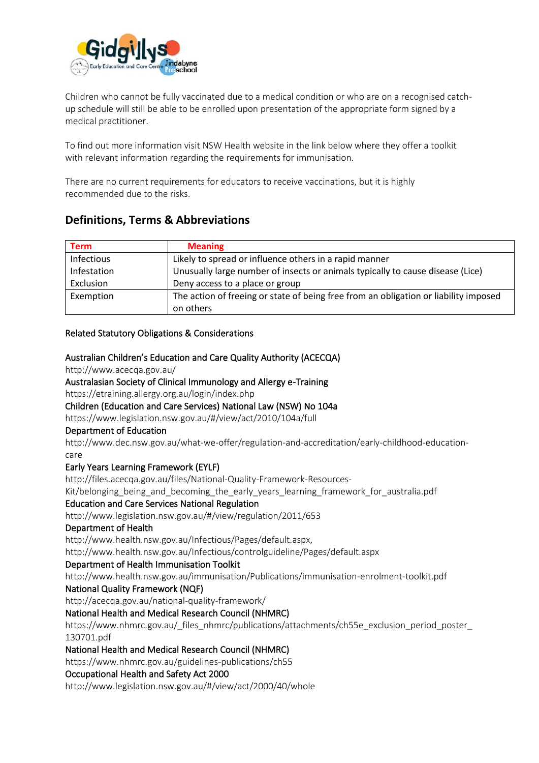Children who cannot be fully vaccinated due to a medical condition or who are on a recognised catch-up schedule will still be able to be enrolled upon presentation of the appropriate form signed by a medical practitioner.

To find out more information visit NSW Health website in the link below where they offer a toolkit with relevant information regarding the requirements for immunisation.

There are no current requirements for educators to receive vaccinations, but it is highly recommended due to the risks.

## Definitions, Terms & Abbreviations

| Term | Meaning |
|---|---|
| Infectious | Likely to spread or influence others in a rapid manner |
| Infestation | Unusually large number of insects or animals typically to cause disease (Lice) |
| Exclusion | Deny access to a place or group |
| Exemption | The action of freeing or state of being free from an obligation or liability imposed on others |

Related Statutory Obligations & Considerations

Australian Children's Education and Care Quality Authority (ACECQA)
http://www.acecqa.gov.au/
Australasian Society of Clinical Immunology and Allergy e-Training
https://etraining.allergy.org.au/login/index.php
Children (Education and Care Services) National Law (NSW) No 104a
https://www.legislation.nsw.gov.au/#/view/act/2010/104a/full
Department of Education
http://www.dec.nsw.gov.au/what-we-offer/regulation-and-accreditation/early-childhood-education-care
Early Years Learning Framework (EYLF)
http://files.acecqa.gov.au/files/National-Quality-Framework-Resources-Kit/belonging_being_and_becoming_the_early_years_learning_framework_for_australia.pdf
Education and Care Services National Regulation
http://www.legislation.nsw.gov.au/#/view/regulation/2011/653
Department of Health
http://www.health.nsw.gov.au/Infectious/Pages/default.aspx,
http://www.health.nsw.gov.au/Infectious/controlguideline/Pages/default.aspx
Department of Health Immunisation Toolkit
http://www.health.nsw.gov.au/immunisation/Publications/immunisation-enrolment-toolkit.pdf
National Quality Framework (NQF)
http://acecqa.gov.au/national-quality-framework/
National Health and Medical Research Council (NHMRC)
https://www.nhmrc.gov.au/_files_nhmrc/publications/attachments/ch55e_exclusion_period_poster_130701.pdf
National Health and Medical Research Council (NHMRC)
https://www.nhmrc.gov.au/guidelines-publications/ch55
Occupational Health and Safety Act 2000
http://www.legislation.nsw.gov.au/#/view/act/2000/40/whole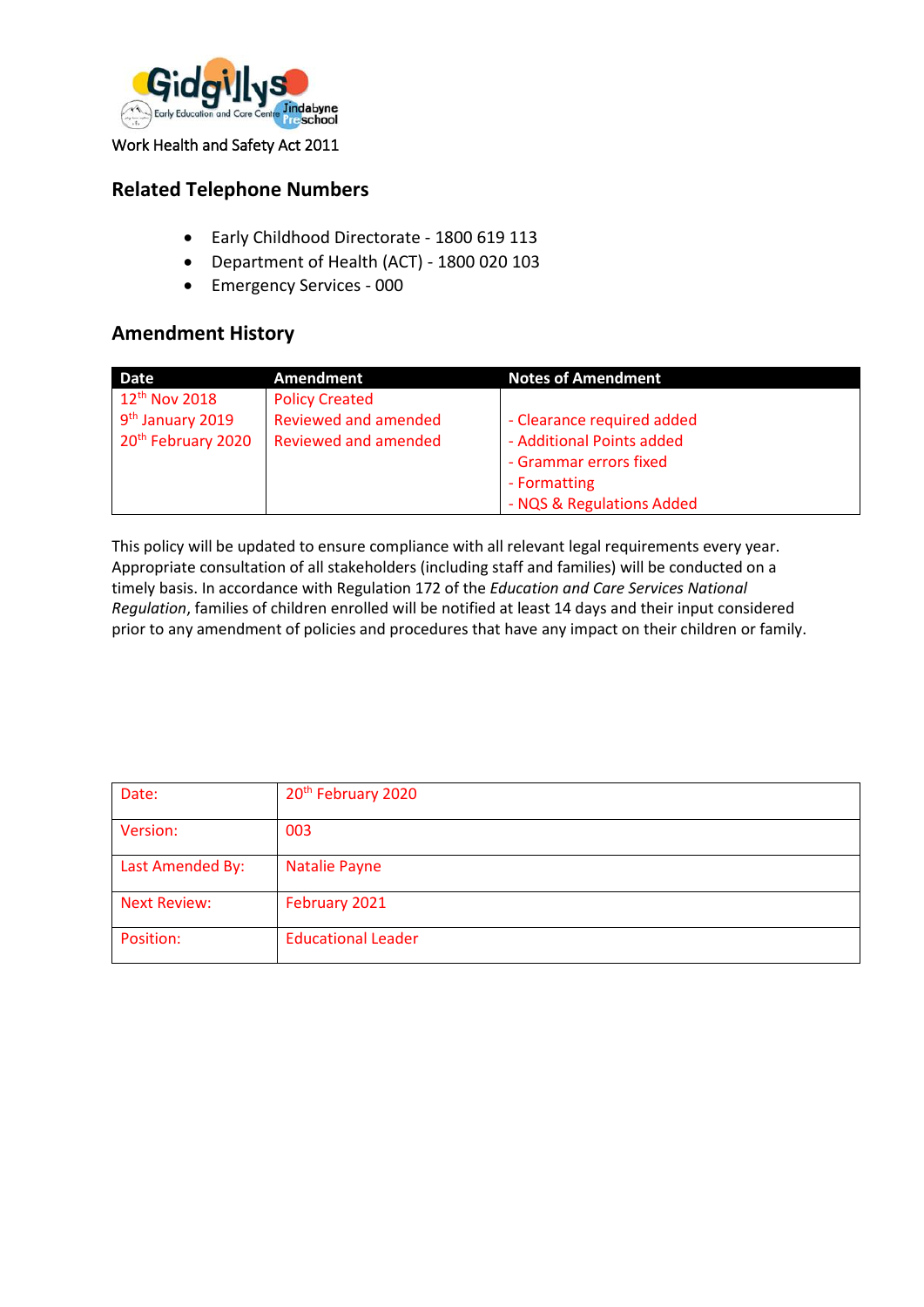Work Health and Safety Act 2011

## Related Telephone Numbers

- Early Childhood Directorate - 1800 619 113
- Department of Health (ACT) - 1800 020 103
- Emergency Services - 000

## Amendment History

| Date | Amendment | Notes of Amendment |
|---|---|---|
| 12th Nov 2018 | Policy Created | |
| 9th January 2019 | Reviewed and amended | - Clearance required added |
| 20th February 2020 | Reviewed and amended | - Additional Points added<br>- Grammar errors fixed<br>- Formatting<br>- NQS & Regulations Added |

This policy will be updated to ensure compliance with all relevant legal requirements every year. Appropriate consultation of all stakeholders (including staff and families) will be conducted on a timely basis. In accordance with Regulation 172 of the *Education and Care Services National Regulation*, families of children enrolled will be notified at least 14 days and their input considered prior to any amendment of policies and procedures that have any impact on their children or family.

| | |
|---|---|
| Date: | 20th February 2020 |
| Version: | 003 |
| Last Amended By: | Natalie Payne |
| Next Review: | February 2021 |
| Position: | Educational Leader |